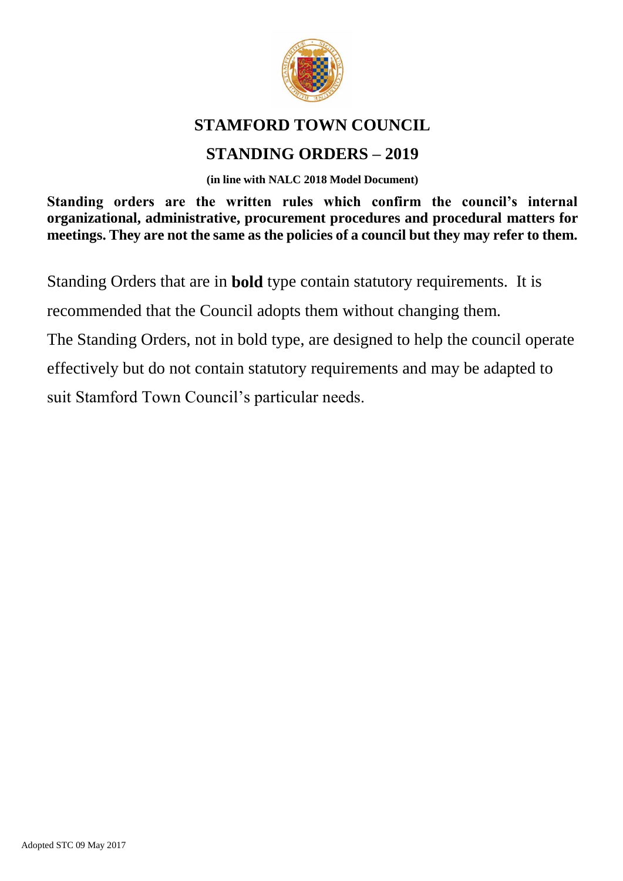# STAMFORD TOWN COUNCIL

## STANDING ORDERS – 2019

**(in line with NALC 2018 Model Document)**

**Standing orders are the written rules which confirm the council's internal organizational, administrative, procurement procedures and procedural matters for meetings. They are not the same as the policies of a council but they may refer to them.**

Standing Orders that are in **bold** type contain statutory requirements. It is recommended that the Council adopts them without changing them.

The Standing Orders, not in bold type, are designed to help the council operate effectively but do not contain statutory requirements and may be adapted to suit Stamford Town Council's particular needs.

Adopted STC 09 May 2017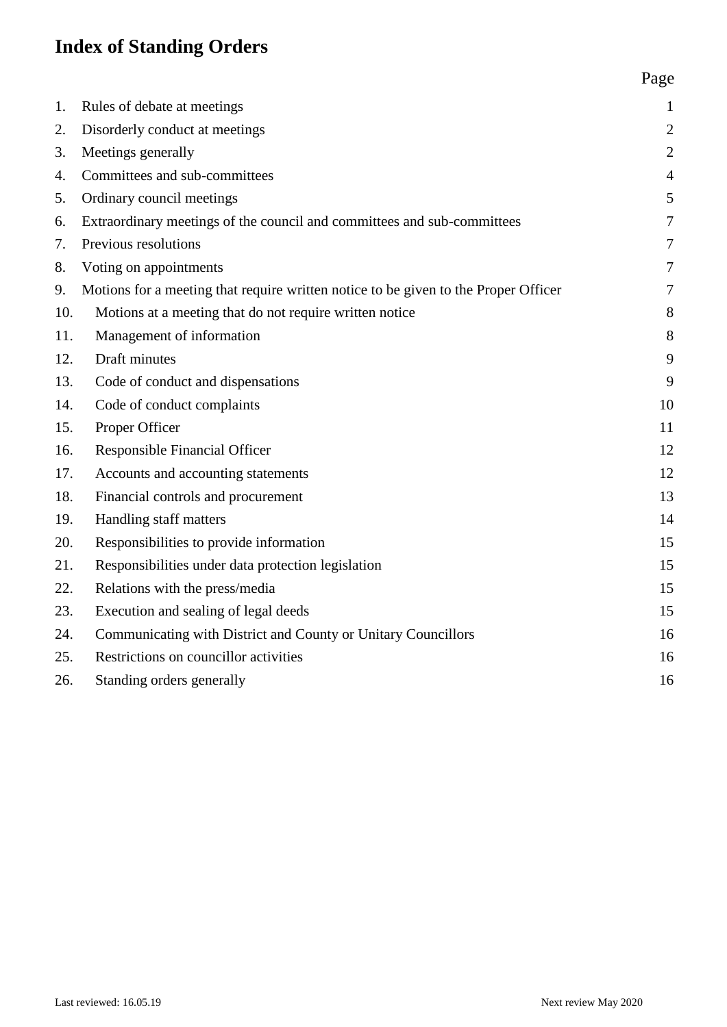# Index of Standing Orders

| | | Page |
|---|---|---|
| 1. | Rules of debate at meetings | 1 |
| 2. | Disorderly conduct at meetings | 2 |
| 3. | Meetings generally | 2 |
| 4. | Committees and sub-committees | 4 |
| 5. | Ordinary council meetings | 5 |
| 6. | Extraordinary meetings of the council and committees and sub-committees | 7 |
| 7. | Previous resolutions | 7 |
| 8. | Voting on appointments | 7 |
| 9. | Motions for a meeting that require written notice to be given to the Proper Officer | 7 |
| 10. | Motions at a meeting that do not require written notice | 8 |
| 11. | Management of information | 8 |
| 12. | Draft minutes | 9 |
| 13. | Code of conduct and dispensations | 9 |
| 14. | Code of conduct complaints | 10 |
| 15. | Proper Officer | 11 |
| 16. | Responsible Financial Officer | 12 |
| 17. | Accounts and accounting statements | 12 |
| 18. | Financial controls and procurement | 13 |
| 19. | Handling staff matters | 14 |
| 20. | Responsibilities to provide information | 15 |
| 21. | Responsibilities under data protection legislation | 15 |
| 22. | Relations with the press/media | 15 |
| 23. | Execution and sealing of legal deeds | 15 |
| 24. | Communicating with District and County or Unitary Councillors | 16 |
| 25. | Restrictions on councillor activities | 16 |
| 26. | Standing orders generally | 16 |

Last reviewed: 16.05.19 Next review May 2020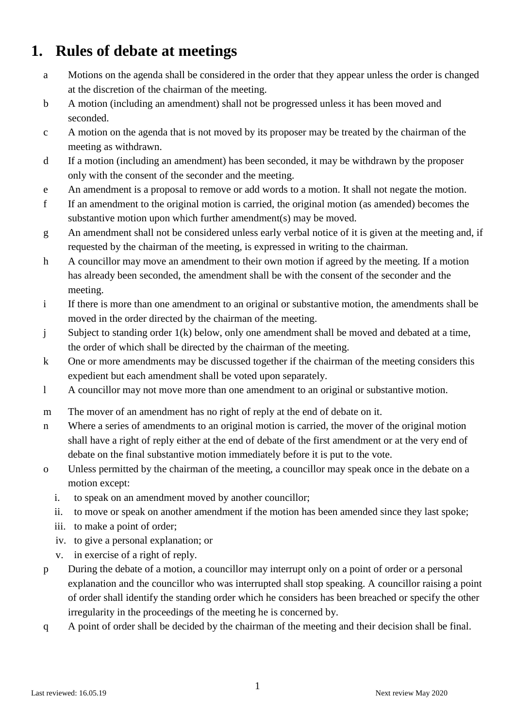# 1. Rules of debate at meetings

a Motions on the agenda shall be considered in the order that they appear unless the order is changed at the discretion of the chairman of the meeting.

b A motion (including an amendment) shall not be progressed unless it has been moved and seconded.

c A motion on the agenda that is not moved by its proposer may be treated by the chairman of the meeting as withdrawn.

d If a motion (including an amendment) has been seconded, it may be withdrawn by the proposer only with the consent of the seconder and the meeting.

e An amendment is a proposal to remove or add words to a motion. It shall not negate the motion.

f If an amendment to the original motion is carried, the original motion (as amended) becomes the substantive motion upon which further amendment(s) may be moved.

g An amendment shall not be considered unless early verbal notice of it is given at the meeting and, if requested by the chairman of the meeting, is expressed in writing to the chairman.

h A councillor may move an amendment to their own motion if agreed by the meeting. If a motion has already been seconded, the amendment shall be with the consent of the seconder and the meeting.

i If there is more than one amendment to an original or substantive motion, the amendments shall be moved in the order directed by the chairman of the meeting.

j Subject to standing order 1(k) below, only one amendment shall be moved and debated at a time, the order of which shall be directed by the chairman of the meeting.

k One or more amendments may be discussed together if the chairman of the meeting considers this expedient but each amendment shall be voted upon separately.

l A councillor may not move more than one amendment to an original or substantive motion.

m The mover of an amendment has no right of reply at the end of debate on it.

n Where a series of amendments to an original motion is carried, the mover of the original motion shall have a right of reply either at the end of debate of the first amendment or at the very end of debate on the final substantive motion immediately before it is put to the vote.

o Unless permitted by the chairman of the meeting, a councillor may speak once in the debate on a motion except:

   i. to speak on an amendment moved by another councillor;
   ii. to move or speak on another amendment if the motion has been amended since they last spoke;
   iii. to make a point of order;
   iv. to give a personal explanation; or
   v. in exercise of a right of reply.

p During the debate of a motion, a councillor may interrupt only on a point of order or a personal explanation and the councillor who was interrupted shall stop speaking. A councillor raising a point of order shall identify the standing order which he considers has been breached or specify the other irregularity in the proceedings of the meeting he is concerned by.

q A point of order shall be decided by the chairman of the meeting and their decision shall be final.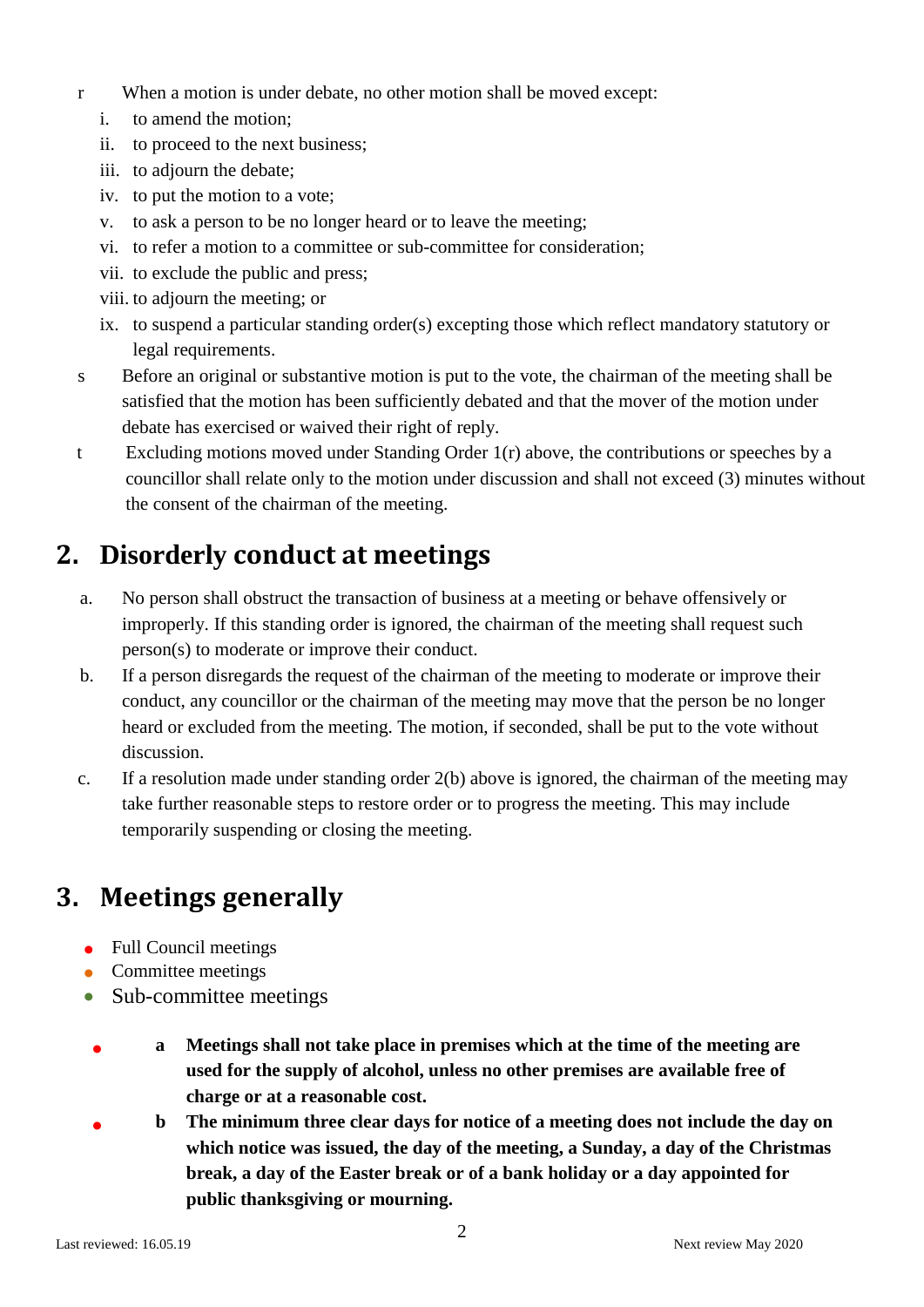r When a motion is under debate, no other motion shall be moved except:

i. to amend the motion;
ii. to proceed to the next business;
iii. to adjourn the debate;
iv. to put the motion to a vote;
v. to ask a person to be no longer heard or to leave the meeting;
vi. to refer a motion to a committee or sub-committee for consideration;
vii. to exclude the public and press;
viii. to adjourn the meeting; or
ix. to suspend a particular standing order(s) excepting those which reflect mandatory statutory or legal requirements.

s Before an original or substantive motion is put to the vote, the chairman of the meeting shall be satisfied that the motion has been sufficiently debated and that the mover of the motion under debate has exercised or waived their right of reply.

t Excluding motions moved under Standing Order 1(r) above, the contributions or speeches by a councillor shall relate only to the motion under discussion and shall not exceed (3) minutes without the consent of the chairman of the meeting.

## 2. Disorderly conduct at meetings

a. No person shall obstruct the transaction of business at a meeting or behave offensively or improperly. If this standing order is ignored, the chairman of the meeting shall request such person(s) to moderate or improve their conduct.

b. If a person disregards the request of the chairman of the meeting to moderate or improve their conduct, any councillor or the chairman of the meeting may move that the person be no longer heard or excluded from the meeting. The motion, if seconded, shall be put to the vote without discussion.

c. If a resolution made under standing order 2(b) above is ignored, the chairman of the meeting may take further reasonable steps to restore order or to progress the meeting. This may include temporarily suspending or closing the meeting.

## 3. Meetings generally

- Full Council meetings
- Committee meetings
- Sub-committee meetings

- **a Meetings shall not take place in premises which at the time of the meeting are used for the supply of alcohol, unless no other premises are available free of charge or at a reasonable cost.**
- **b The minimum three clear days for notice of a meeting does not include the day on which notice was issued, the day of the meeting, a Sunday, a day of the Christmas break, a day of the Easter break or of a bank holiday or a day appointed for public thanksgiving or mourning.**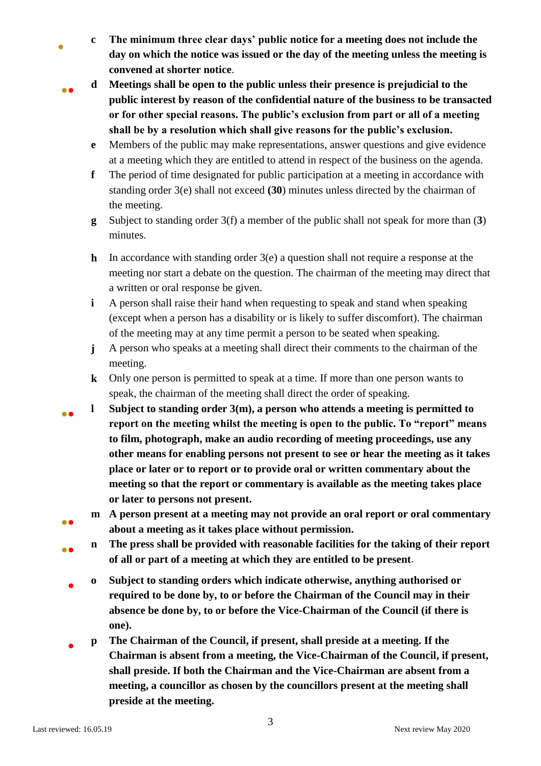**c** **The minimum three clear days' public notice for a meeting does not include the day on which the notice was issued or the day of the meeting unless the meeting is convened at shorter notice**.

**d** **Meetings shall be open to the public unless their presence is prejudicial to the public interest by reason of the confidential nature of the business to be transacted or for other special reasons. The public's exclusion from part or all of a meeting shall be by a resolution which shall give reasons for the public's exclusion.**

**e** Members of the public may make representations, answer questions and give evidence at a meeting which they are entitled to attend in respect of the business on the agenda.

**f** The period of time designated for public participation at a meeting in accordance with standing order 3(e) shall not exceed **(30**) minutes unless directed by the chairman of the meeting.

**g** Subject to standing order 3(f) a member of the public shall not speak for more than (**3**) minutes.

**h** In accordance with standing order 3(e) a question shall not require a response at the meeting nor start a debate on the question. The chairman of the meeting may direct that a written or oral response be given.

**i** A person shall raise their hand when requesting to speak and stand when speaking (except when a person has a disability or is likely to suffer discomfort). The chairman of the meeting may at any time permit a person to be seated when speaking.

**j** A person who speaks at a meeting shall direct their comments to the chairman of the meeting.

**k** Only one person is permitted to speak at a time. If more than one person wants to speak, the chairman of the meeting shall direct the order of speaking.

**l** **Subject to standing order 3(m), a person who attends a meeting is permitted to report on the meeting whilst the meeting is open to the public. To "report" means to film, photograph, make an audio recording of meeting proceedings, use any other means for enabling persons not present to see or hear the meeting as it takes place or later or to report or to provide oral or written commentary about the meeting so that the report or commentary is available as the meeting takes place or later to persons not present.**

**m** **A person present at a meeting may not provide an oral report or oral commentary about a meeting as it takes place without permission.**

**n** **The press shall be provided with reasonable facilities for the taking of their report of all or part of a meeting at which they are entitled to be present**.

**o** **Subject to standing orders which indicate otherwise, anything authorised or required to be done by, to or before the Chairman of the Council may in their absence be done by, to or before the Vice-Chairman of the Council (if there is one).**

**p** **The Chairman of the Council, if present, shall preside at a meeting. If the Chairman is absent from a meeting, the Vice-Chairman of the Council, if present, shall preside. If both the Chairman and the Vice-Chairman are absent from a meeting, a councillor as chosen by the councillors present at the meeting shall preside at the meeting.**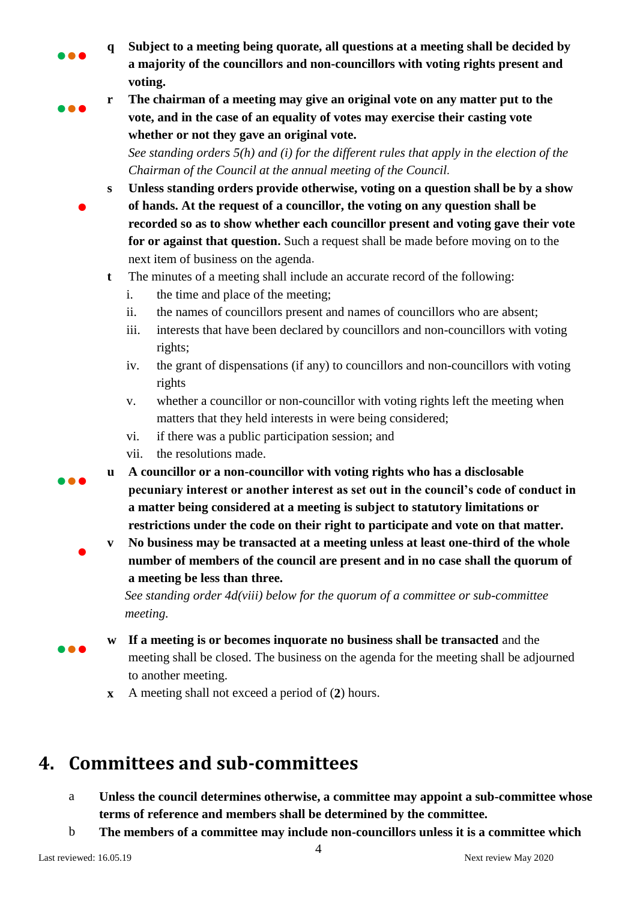**q** **Subject to a meeting being quorate, all questions at a meeting shall be decided by a majority of the councillors and non-councillors with voting rights present and voting.**

**r** **The chairman of a meeting may give an original vote on any matter put to the vote, and in the case of an equality of votes may exercise their casting vote whether or not they gave an original vote.**

*See standing orders 5(h) and (i) for the different rules that apply in the election of the Chairman of the Council at the annual meeting of the Council.*

**s** **Unless standing orders provide otherwise, voting on a question shall be by a show of hands. At the request of a councillor, the voting on any question shall be recorded so as to show whether each councillor present and voting gave their vote for or against that question.** Such a request shall be made before moving on to the next item of business on the agenda.

**t** The minutes of a meeting shall include an accurate record of the following:

i. the time and place of the meeting;
ii. the names of councillors present and names of councillors who are absent;
iii. interests that have been declared by councillors and non-councillors with voting rights;
iv. the grant of dispensations (if any) to councillors and non-councillors with voting rights
v. whether a councillor or non-councillor with voting rights left the meeting when matters that they held interests in were being considered;
vi. if there was a public participation session; and
vii. the resolutions made.

**u** **A councillor or a non-councillor with voting rights who has a disclosable pecuniary interest or another interest as set out in the council's code of conduct in a matter being considered at a meeting is subject to statutory limitations or restrictions under the code on their right to participate and vote on that matter.**

**v** **No business may be transacted at a meeting unless at least one-third of the whole number of members of the council are present and in no case shall the quorum of a meeting be less than three.**

*See standing order 4d(viii) below for the quorum of a committee or sub-committee meeting.*

**w** **If a meeting is or becomes inquorate no business shall be transacted** and the meeting shall be closed. The business on the agenda for the meeting shall be adjourned to another meeting.

**x** A meeting shall not exceed a period of (**2**) hours.

# 4. Committees and sub-committees

a **Unless the council determines otherwise, a committee may appoint a sub-committee whose terms of reference and members shall be determined by the committee.**

b **The members of a committee may include non-councillors unless it is a committee which**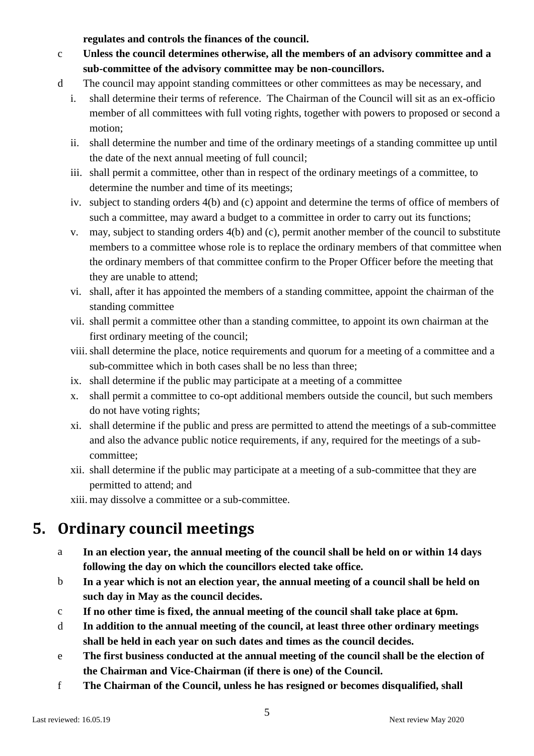**regulates and controls the finances of the council.**

c **Unless the council determines otherwise, all the members of an advisory committee and a sub-committee of the advisory committee may be non-councillors.**

d The council may appoint standing committees or other committees as may be necessary, and

  i. shall determine their terms of reference. The Chairman of the Council will sit as an ex-officio member of all committees with full voting rights, together with powers to proposed or second a motion;
  ii. shall determine the number and time of the ordinary meetings of a standing committee up until the date of the next annual meeting of full council;
  iii. shall permit a committee, other than in respect of the ordinary meetings of a committee, to determine the number and time of its meetings;
  iv. subject to standing orders 4(b) and (c) appoint and determine the terms of office of members of such a committee, may award a budget to a committee in order to carry out its functions;
  v. may, subject to standing orders 4(b) and (c), permit another member of the council to substitute members to a committee whose role is to replace the ordinary members of that committee when the ordinary members of that committee confirm to the Proper Officer before the meeting that they are unable to attend;
  vi. shall, after it has appointed the members of a standing committee, appoint the chairman of the standing committee
  vii. shall permit a committee other than a standing committee, to appoint its own chairman at the first ordinary meeting of the council;
  viii. shall determine the place, notice requirements and quorum for a meeting of a committee and a sub-committee which in both cases shall be no less than three;
  ix. shall determine if the public may participate at a meeting of a committee
  x. shall permit a committee to co-opt additional members outside the council, but such members do not have voting rights;
  xi. shall determine if the public and press are permitted to attend the meetings of a sub-committee and also the advance public notice requirements, if any, required for the meetings of a sub-committee;
  xii. shall determine if the public may participate at a meeting of a sub-committee that they are permitted to attend; and
  xiii. may dissolve a committee or a sub-committee.

# 5. Ordinary council meetings

a **In an election year, the annual meeting of the council shall be held on or within 14 days following the day on which the councillors elected take office.**

b **In a year which is not an election year, the annual meeting of a council shall be held on such day in May as the council decides.**

c **If no other time is fixed, the annual meeting of the council shall take place at 6pm.**

d **In addition to the annual meeting of the council, at least three other ordinary meetings shall be held in each year on such dates and times as the council decides.**

e **The first business conducted at the annual meeting of the council shall be the election of the Chairman and Vice-Chairman (if there is one) of the Council.**

f **The Chairman of the Council, unless he has resigned or becomes disqualified, shall**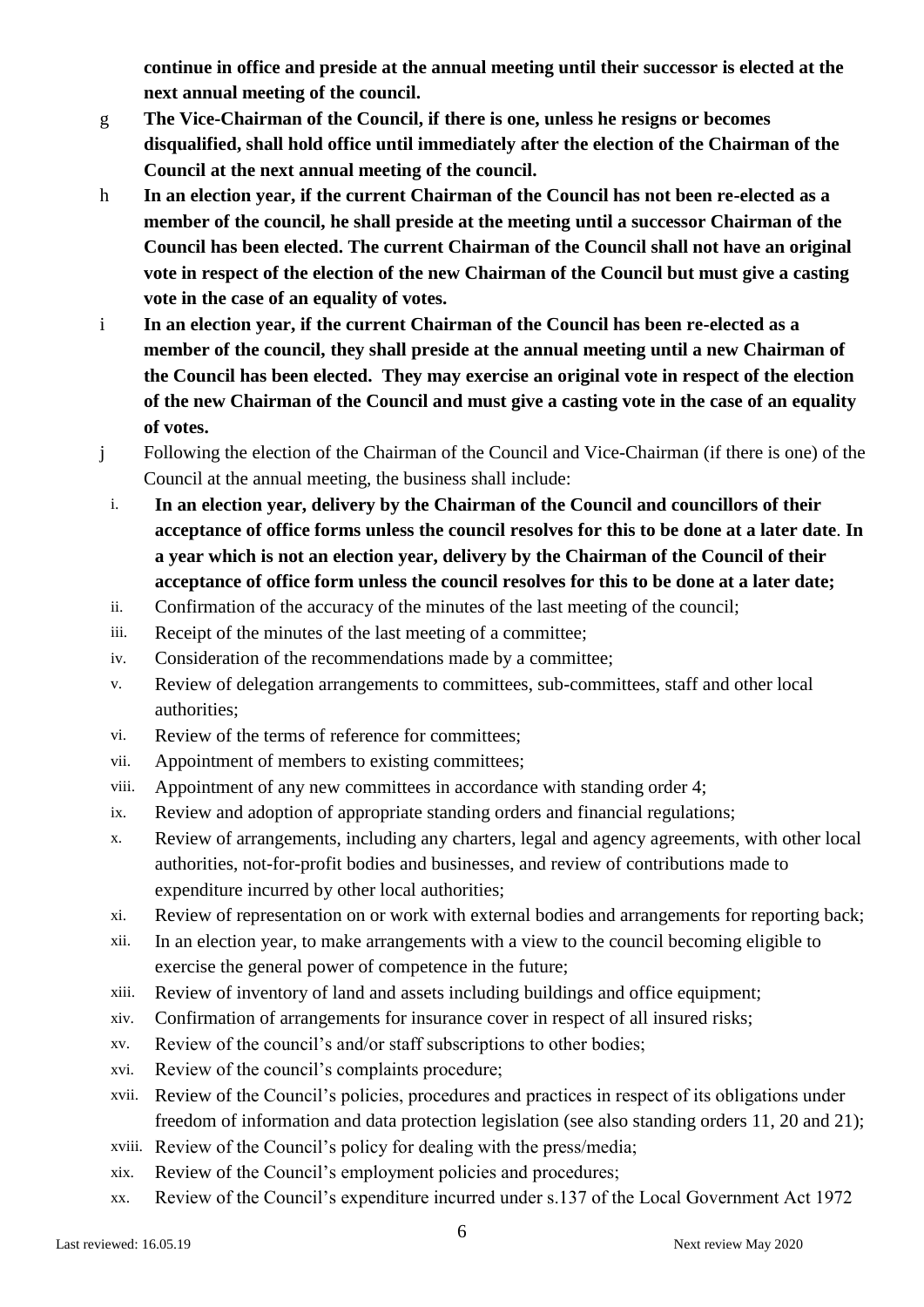**continue in office and preside at the annual meeting until their successor is elected at the next annual meeting of the council.**

g **The Vice-Chairman of the Council, if there is one, unless he resigns or becomes disqualified, shall hold office until immediately after the election of the Chairman of the Council at the next annual meeting of the council.**

h **In an election year, if the current Chairman of the Council has not been re-elected as a member of the council, he shall preside at the meeting until a successor Chairman of the Council has been elected. The current Chairman of the Council shall not have an original vote in respect of the election of the new Chairman of the Council but must give a casting vote in the case of an equality of votes.**

i **In an election year, if the current Chairman of the Council has been re-elected as a member of the council, they shall preside at the annual meeting until a new Chairman of the Council has been elected. They may exercise an original vote in respect of the election of the new Chairman of the Council and must give a casting vote in the case of an equality of votes.**

j Following the election of the Chairman of the Council and Vice-Chairman (if there is one) of the Council at the annual meeting, the business shall include:

i. **In an election year, delivery by the Chairman of the Council and councillors of their acceptance of office forms unless the council resolves for this to be done at a later date**. **In a year which is not an election year, delivery by the Chairman of the Council of their acceptance of office form unless the council resolves for this to be done at a later date;**
ii. Confirmation of the accuracy of the minutes of the last meeting of the council;
iii. Receipt of the minutes of the last meeting of a committee;
iv. Consideration of the recommendations made by a committee;
v. Review of delegation arrangements to committees, sub-committees, staff and other local authorities;
vi. Review of the terms of reference for committees;
vii. Appointment of members to existing committees;
viii. Appointment of any new committees in accordance with standing order 4;
ix. Review and adoption of appropriate standing orders and financial regulations;
x. Review of arrangements, including any charters, legal and agency agreements, with other local authorities, not-for-profit bodies and businesses, and review of contributions made to expenditure incurred by other local authorities;
xi. Review of representation on or work with external bodies and arrangements for reporting back;
xii. In an election year, to make arrangements with a view to the council becoming eligible to exercise the general power of competence in the future;
xiii. Review of inventory of land and assets including buildings and office equipment;
xiv. Confirmation of arrangements for insurance cover in respect of all insured risks;
xv. Review of the council's and/or staff subscriptions to other bodies;
xvi. Review of the council's complaints procedure;
xvii. Review of the Council's policies, procedures and practices in respect of its obligations under freedom of information and data protection legislation (see also standing orders 11, 20 and 21);
xviii. Review of the Council's policy for dealing with the press/media;
xix. Review of the Council's employment policies and procedures;
xx. Review of the Council's expenditure incurred under s.137 of the Local Government Act 1972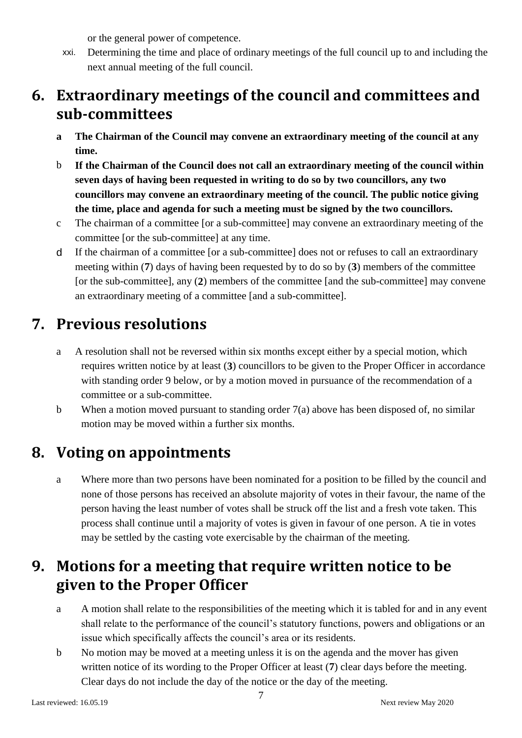or the general power of competence.

xxi. Determining the time and place of ordinary meetings of the full council up to and including the next annual meeting of the full council.

## 6. Extraordinary meetings of the council and committees and sub-committees

a **The Chairman of the Council may convene an extraordinary meeting of the council at any time.**

b **If the Chairman of the Council does not call an extraordinary meeting of the council within seven days of having been requested in writing to do so by two councillors, any two councillors may convene an extraordinary meeting of the council. The public notice giving the time, place and agenda for such a meeting must be signed by the two councillors.**

c The chairman of a committee [or a sub-committee] may convene an extraordinary meeting of the committee [or the sub-committee] at any time.

d If the chairman of a committee [or a sub-committee] does not or refuses to call an extraordinary meeting within (**7**) days of having been requested by to do so by (**3**) members of the committee [or the sub-committee], any (**2**) members of the committee [and the sub-committee] may convene an extraordinary meeting of a committee [and a sub-committee].

## 7. Previous resolutions

a A resolution shall not be reversed within six months except either by a special motion, which requires written notice by at least (**3**) councillors to be given to the Proper Officer in accordance with standing order 9 below, or by a motion moved in pursuance of the recommendation of a committee or a sub-committee.

b When a motion moved pursuant to standing order 7(a) above has been disposed of, no similar motion may be moved within a further six months.

## 8. Voting on appointments

a Where more than two persons have been nominated for a position to be filled by the council and none of those persons has received an absolute majority of votes in their favour, the name of the person having the least number of votes shall be struck off the list and a fresh vote taken. This process shall continue until a majority of votes is given in favour of one person. A tie in votes may be settled by the casting vote exercisable by the chairman of the meeting.

## 9. Motions for a meeting that require written notice to be given to the Proper Officer

a A motion shall relate to the responsibilities of the meeting which it is tabled for and in any event shall relate to the performance of the council's statutory functions, powers and obligations or an issue which specifically affects the council's area or its residents.

b No motion may be moved at a meeting unless it is on the agenda and the mover has given written notice of its wording to the Proper Officer at least (**7**) clear days before the meeting. Clear days do not include the day of the notice or the day of the meeting.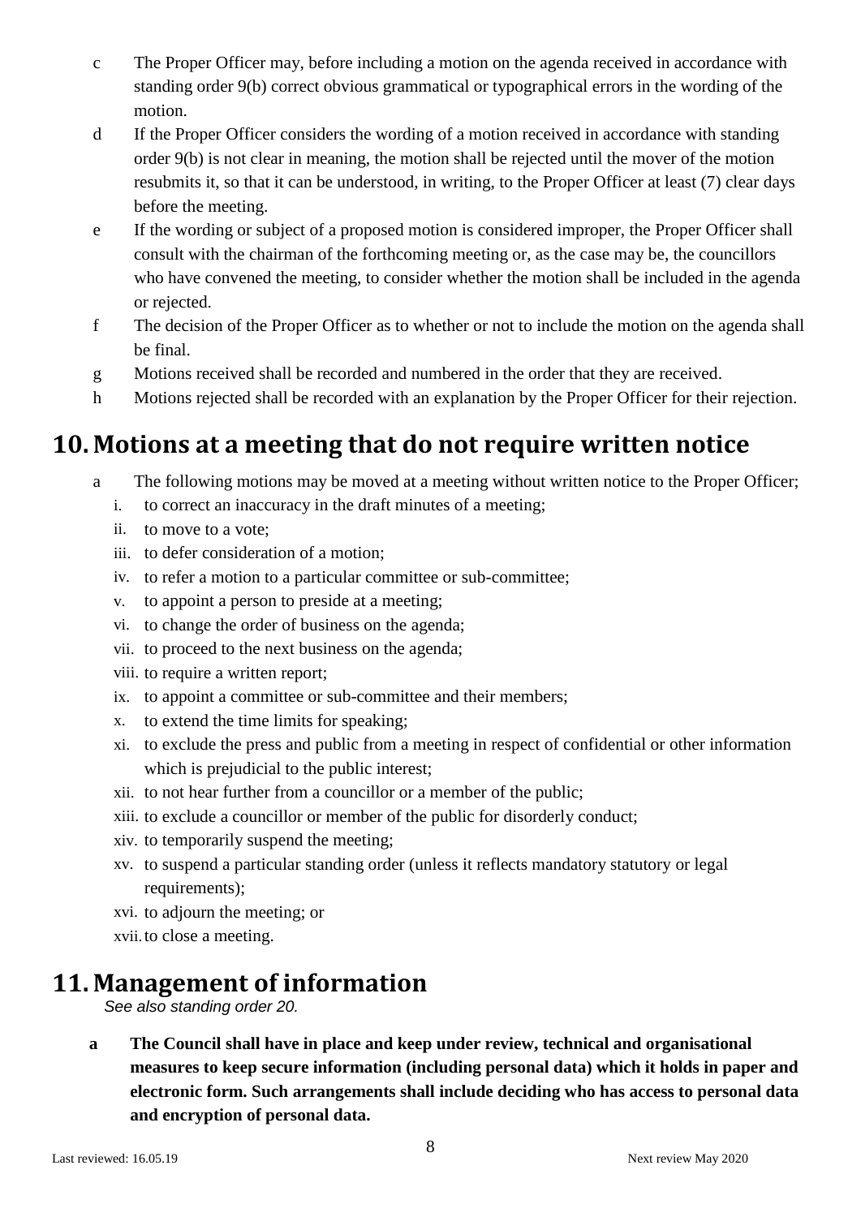c The Proper Officer may, before including a motion on the agenda received in accordance with standing order 9(b) correct obvious grammatical or typographical errors in the wording of the motion.

d If the Proper Officer considers the wording of a motion received in accordance with standing order 9(b) is not clear in meaning, the motion shall be rejected until the mover of the motion resubmits it, so that it can be understood, in writing, to the Proper Officer at least (7) clear days before the meeting.

e If the wording or subject of a proposed motion is considered improper, the Proper Officer shall consult with the chairman of the forthcoming meeting or, as the case may be, the councillors who have convened the meeting, to consider whether the motion shall be included in the agenda or rejected.

f The decision of the Proper Officer as to whether or not to include the motion on the agenda shall be final.

g Motions received shall be recorded and numbered in the order that they are received.

h Motions rejected shall be recorded with an explanation by the Proper Officer for their rejection.

# 10. Motions at a meeting that do not require written notice

a The following motions may be moved at a meeting without written notice to the Proper Officer;

i. to correct an inaccuracy in the draft minutes of a meeting;
ii. to move to a vote;
iii. to defer consideration of a motion;
iv. to refer a motion to a particular committee or sub-committee;
v. to appoint a person to preside at a meeting;
vi. to change the order of business on the agenda;
vii. to proceed to the next business on the agenda;
viii. to require a written report;
ix. to appoint a committee or sub-committee and their members;
x. to extend the time limits for speaking;
xi. to exclude the press and public from a meeting in respect of confidential or other information which is prejudicial to the public interest;
xii. to not hear further from a councillor or a member of the public;
xiii. to exclude a councillor or member of the public for disorderly conduct;
xiv. to temporarily suspend the meeting;
xv. to suspend a particular standing order (unless it reflects mandatory statutory or legal requirements);
xvi. to adjourn the meeting; or
xvii. to close a meeting.

# 11. Management of information

*See also standing order 20.*

**a The Council shall have in place and keep under review, technical and organisational measures to keep secure information (including personal data) which it holds in paper and electronic form. Such arrangements shall include deciding who has access to personal data and encryption of personal data.**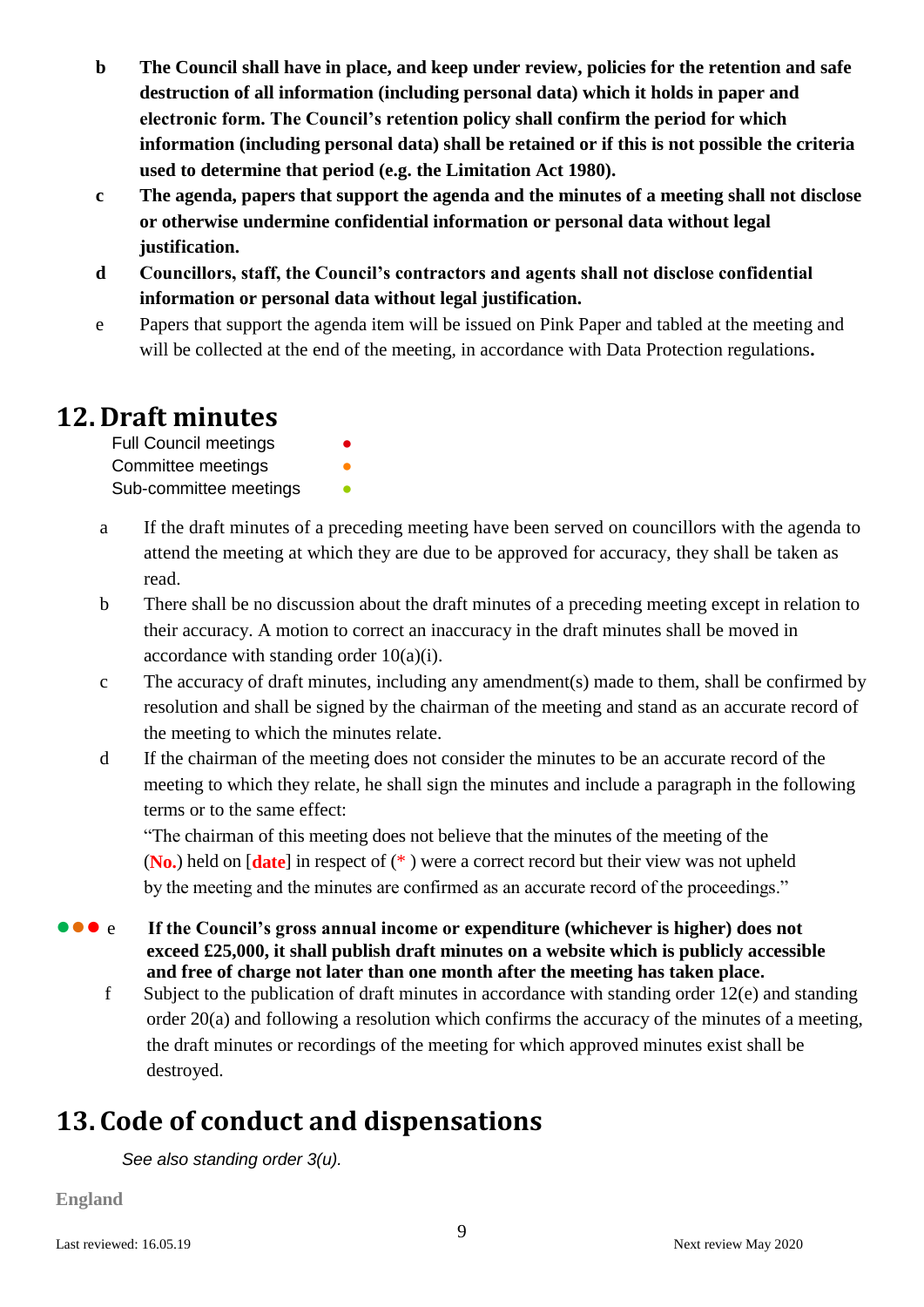**b** **The Council shall have in place, and keep under review, policies for the retention and safe destruction of all information (including personal data) which it holds in paper and electronic form. The Council's retention policy shall confirm the period for which information (including personal data) shall be retained or if this is not possible the criteria used to determine that period (e.g. the Limitation Act 1980).**

**c** **The agenda, papers that support the agenda and the minutes of a meeting shall not disclose or otherwise undermine confidential information or personal data without legal justification.**

**d** **Councillors, staff, the Council's contractors and agents shall not disclose confidential information or personal data without legal justification.**

e Papers that support the agenda item will be issued on Pink Paper and tabled at the meeting and will be collected at the end of the meeting, in accordance with Data Protection regulations**.**

# 12. Draft minutes

Full Council meetings ●
Committee meetings ●
Sub-committee meetings ●

a If the draft minutes of a preceding meeting have been served on councillors with the agenda to attend the meeting at which they are due to be approved for accuracy, they shall be taken as read.

b There shall be no discussion about the draft minutes of a preceding meeting except in relation to their accuracy. A motion to correct an inaccuracy in the draft minutes shall be moved in accordance with standing order 10(a)(i).

c The accuracy of draft minutes, including any amendment(s) made to them, shall be confirmed by resolution and shall be signed by the chairman of the meeting and stand as an accurate record of the meeting to which the minutes relate.

d If the chairman of the meeting does not consider the minutes to be an accurate record of the meeting to which they relate, he shall sign the minutes and include a paragraph in the following terms or to the same effect:
"The chairman of this meeting does not believe that the minutes of the meeting of the (**No.**) held on [**date**] in respect of (* ) were a correct record but their view was not upheld by the meeting and the minutes are confirmed as an accurate record of the proceedings."

●●● e **If the Council's gross annual income or expenditure (whichever is higher) does not exceed £25,000, it shall publish draft minutes on a website which is publicly accessible and free of charge not later than one month after the meeting has taken place.**

f Subject to the publication of draft minutes in accordance with standing order 12(e) and standing order 20(a) and following a resolution which confirms the accuracy of the minutes of a meeting, the draft minutes or recordings of the meeting for which approved minutes exist shall be destroyed.

# 13. Code of conduct and dispensations

*See also standing order 3(u).*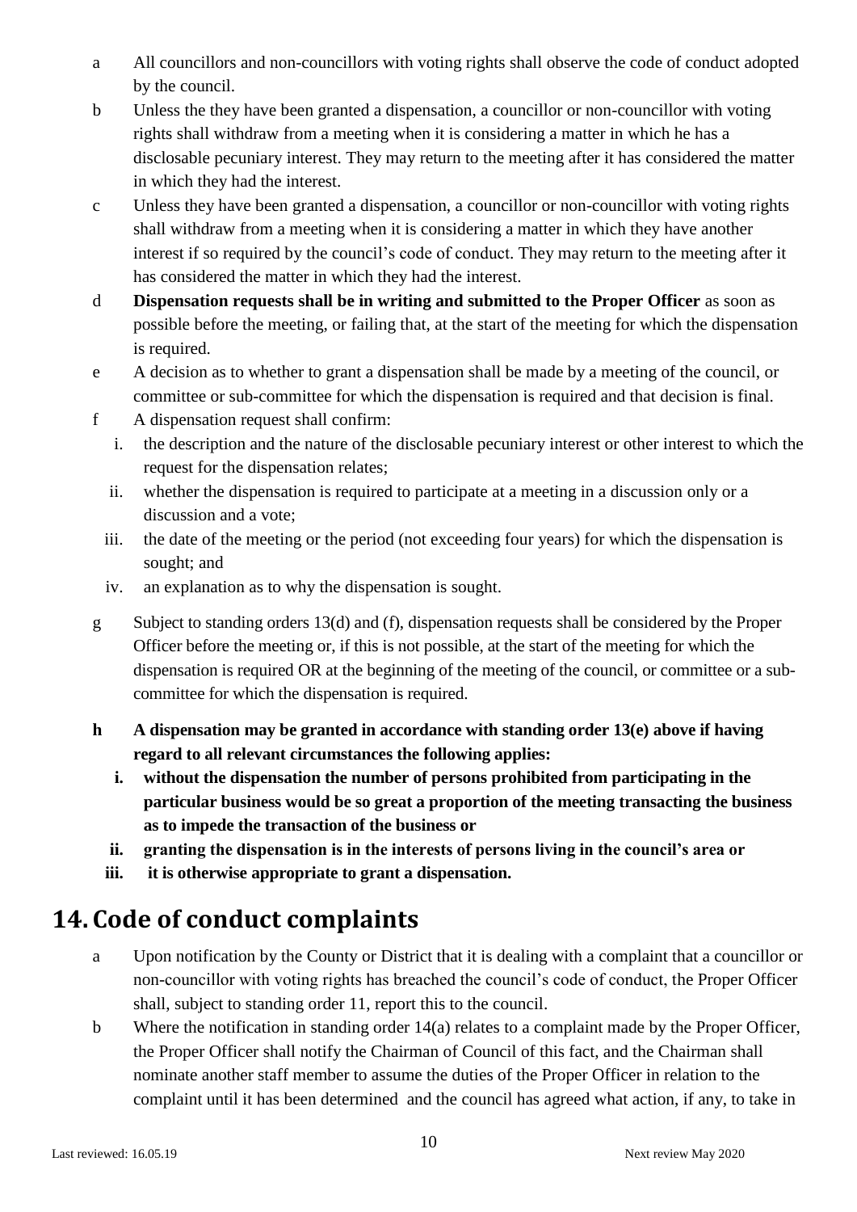a All councillors and non-councillors with voting rights shall observe the code of conduct adopted by the council.

b Unless the they have been granted a dispensation, a councillor or non-councillor with voting rights shall withdraw from a meeting when it is considering a matter in which he has a disclosable pecuniary interest. They may return to the meeting after it has considered the matter in which they had the interest.

c Unless they have been granted a dispensation, a councillor or non-councillor with voting rights shall withdraw from a meeting when it is considering a matter in which they have another interest if so required by the council's code of conduct. They may return to the meeting after it has considered the matter in which they had the interest.

d **Dispensation requests shall be in writing and submitted to the Proper Officer** as soon as possible before the meeting, or failing that, at the start of the meeting for which the dispensation is required.

e A decision as to whether to grant a dispensation shall be made by a meeting of the council, or committee or sub-committee for which the dispensation is required and that decision is final.

f A dispensation request shall confirm:

   i. the description and the nature of the disclosable pecuniary interest or other interest to which the request for the dispensation relates;
   ii. whether the dispensation is required to participate at a meeting in a discussion only or a discussion and a vote;
   iii. the date of the meeting or the period (not exceeding four years) for which the dispensation is sought; and
   iv. an explanation as to why the dispensation is sought.

g Subject to standing orders 13(d) and (f), dispensation requests shall be considered by the Proper Officer before the meeting or, if this is not possible, at the start of the meeting for which the dispensation is required OR at the beginning of the meeting of the council, or committee or a sub-committee for which the dispensation is required.

**h A dispensation may be granted in accordance with standing order 13(e) above if having regard to all relevant circumstances the following applies:**

   **i. without the dispensation the number of persons prohibited from participating in the particular business would be so great a proportion of the meeting transacting the business as to impede the transaction of the business or**
   **ii. granting the dispensation is in the interests of persons living in the council's area or**
   **iii. it is otherwise appropriate to grant a dispensation.**

# 14. Code of conduct complaints

a Upon notification by the County or District that it is dealing with a complaint that a councillor or non-councillor with voting rights has breached the council's code of conduct, the Proper Officer shall, subject to standing order 11, report this to the council.

b Where the notification in standing order 14(a) relates to a complaint made by the Proper Officer, the Proper Officer shall notify the Chairman of Council of this fact, and the Chairman shall nominate another staff member to assume the duties of the Proper Officer in relation to the complaint until it has been determined and the council has agreed what action, if any, to take in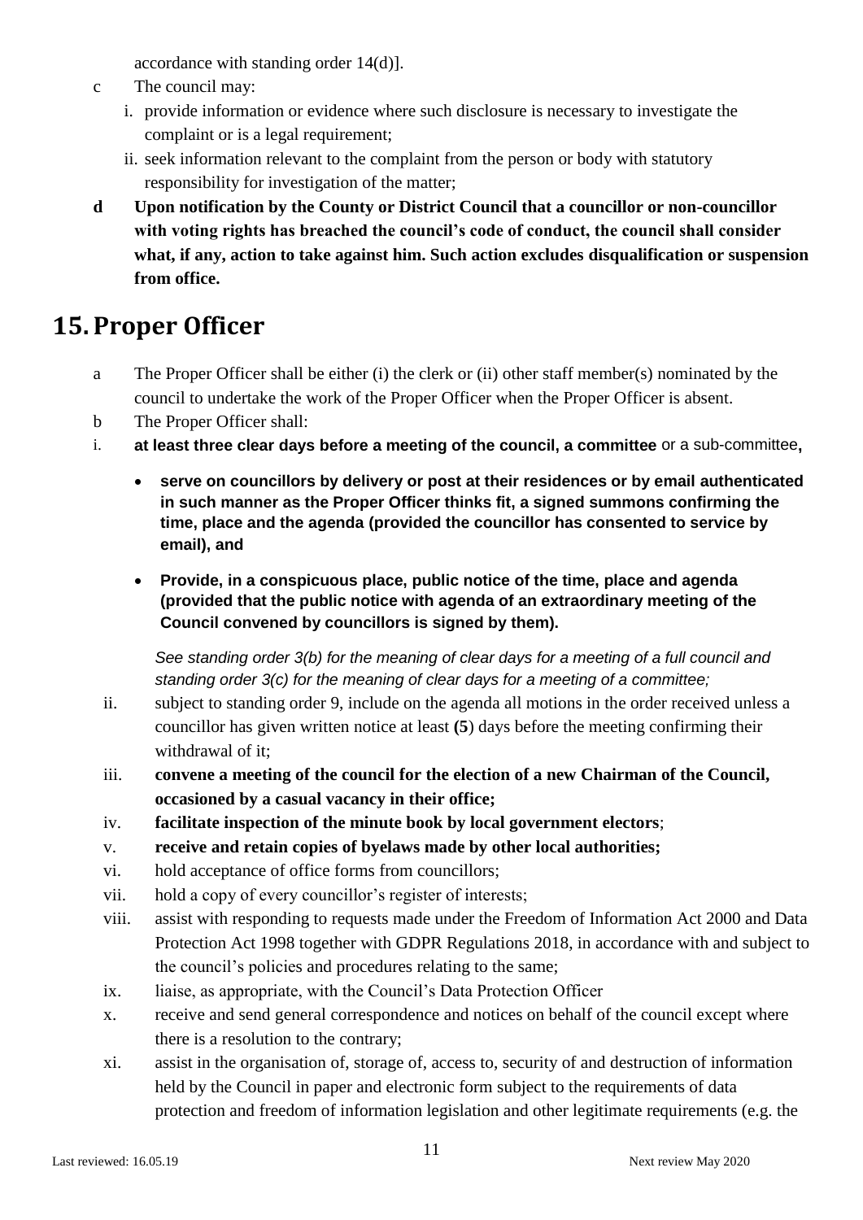accordance with standing order 14(d)].

c The council may:

   i. provide information or evidence where such disclosure is necessary to investigate the complaint or is a legal requirement;

   ii. seek information relevant to the complaint from the person or body with statutory responsibility for investigation of the matter;

**d Upon notification by the County or District Council that a councillor or non-councillor with voting rights has breached the council's code of conduct, the council shall consider what, if any, action to take against him. Such action excludes disqualification or suspension from office.**

# 15. Proper Officer

a The Proper Officer shall be either (i) the clerk or (ii) other staff member(s) nominated by the council to undertake the work of the Proper Officer when the Proper Officer is absent.

b The Proper Officer shall:

i. **at least three clear days before a meeting of the council, a committee** or a sub-committee**,**

   - **serve on councillors by delivery or post at their residences or by email authenticated in such manner as the Proper Officer thinks fit, a signed summons confirming the time, place and the agenda (provided the councillor has consented to service by email), and**
   - **Provide, in a conspicuous place, public notice of the time, place and agenda (provided that the public notice with agenda of an extraordinary meeting of the Council convened by councillors is signed by them).**

   *See standing order 3(b) for the meaning of clear days for a meeting of a full council and standing order 3(c) for the meaning of clear days for a meeting of a committee;*

ii. subject to standing order 9, include on the agenda all motions in the order received unless a councillor has given written notice at least **(5**) days before the meeting confirming their withdrawal of it;

iii. **convene a meeting of the council for the election of a new Chairman of the Council, occasioned by a casual vacancy in their office;**

iv. **facilitate inspection of the minute book by local government electors**;

v. **receive and retain copies of byelaws made by other local authorities;**

vi. hold acceptance of office forms from councillors;

vii. hold a copy of every councillor's register of interests;

viii. assist with responding to requests made under the Freedom of Information Act 2000 and Data Protection Act 1998 together with GDPR Regulations 2018, in accordance with and subject to the council's policies and procedures relating to the same;

ix. liaise, as appropriate, with the Council's Data Protection Officer

x. receive and send general correspondence and notices on behalf of the council except where there is a resolution to the contrary;

xi. assist in the organisation of, storage of, access to, security of and destruction of information held by the Council in paper and electronic form subject to the requirements of data protection and freedom of information legislation and other legitimate requirements (e.g. the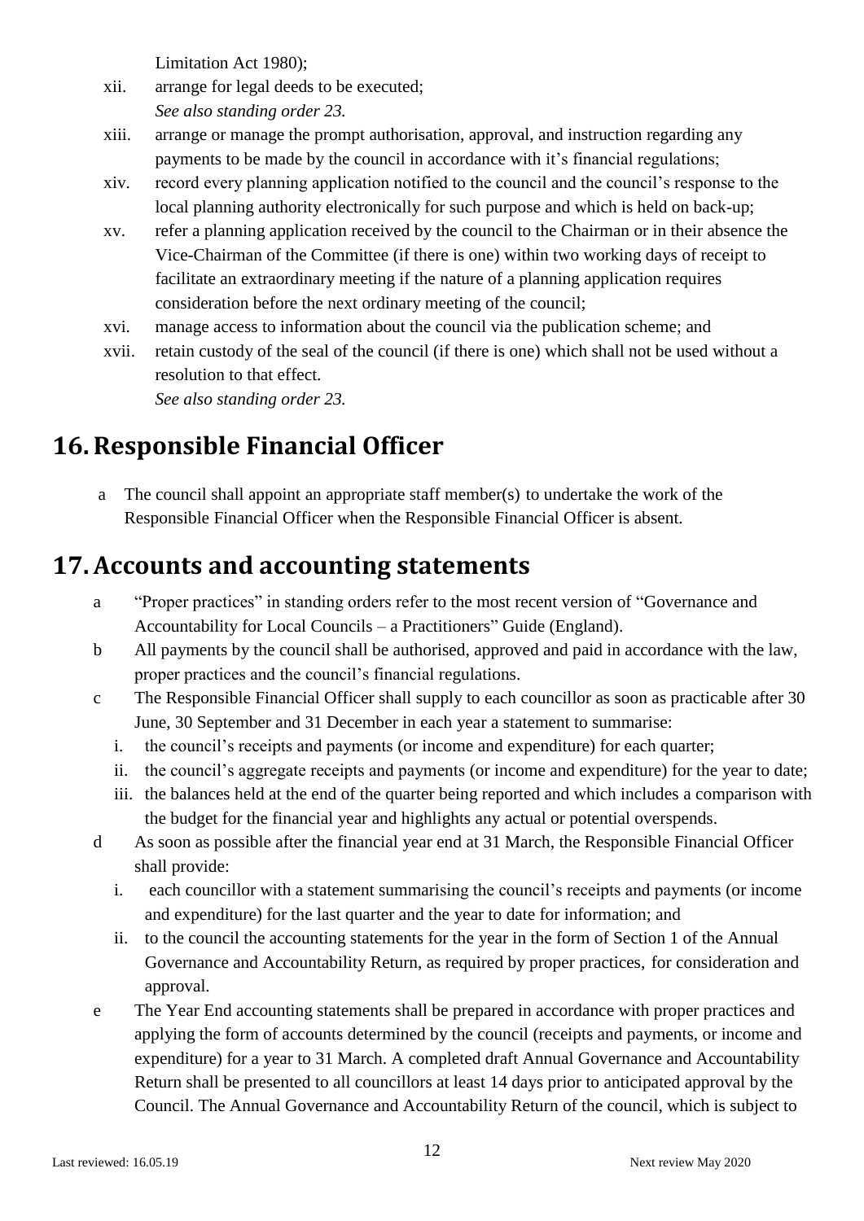Limitation Act 1980);

xii. arrange for legal deeds to be executed;
*See also standing order 23.*

xiii. arrange or manage the prompt authorisation, approval, and instruction regarding any payments to be made by the council in accordance with it's financial regulations;

xiv. record every planning application notified to the council and the council's response to the local planning authority electronically for such purpose and which is held on back-up;

xv. refer a planning application received by the council to the Chairman or in their absence the Vice-Chairman of the Committee (if there is one) within two working days of receipt to facilitate an extraordinary meeting if the nature of a planning application requires consideration before the next ordinary meeting of the council;

xvi. manage access to information about the council via the publication scheme; and

xvii. retain custody of the seal of the council (if there is one) which shall not be used without a resolution to that effect.
*See also standing order 23.*

# 16. Responsible Financial Officer

a The council shall appoint an appropriate staff member(s) to undertake the work of the Responsible Financial Officer when the Responsible Financial Officer is absent.

# 17. Accounts and accounting statements

a "Proper practices" in standing orders refer to the most recent version of "Governance and Accountability for Local Councils – a Practitioners" Guide (England).

b All payments by the council shall be authorised, approved and paid in accordance with the law, proper practices and the council's financial regulations.

c The Responsible Financial Officer shall supply to each councillor as soon as practicable after 30 June, 30 September and 31 December in each year a statement to summarise:

  i. the council's receipts and payments (or income and expenditure) for each quarter;
  ii. the council's aggregate receipts and payments (or income and expenditure) for the year to date;
  iii. the balances held at the end of the quarter being reported and which includes a comparison with the budget for the financial year and highlights any actual or potential overspends.

d As soon as possible after the financial year end at 31 March, the Responsible Financial Officer shall provide:

  i. each councillor with a statement summarising the council's receipts and payments (or income and expenditure) for the last quarter and the year to date for information; and
  ii. to the council the accounting statements for the year in the form of Section 1 of the Annual Governance and Accountability Return, as required by proper practices, for consideration and approval.

e The Year End accounting statements shall be prepared in accordance with proper practices and applying the form of accounts determined by the council (receipts and payments, or income and expenditure) for a year to 31 March. A completed draft Annual Governance and Accountability Return shall be presented to all councillors at least 14 days prior to anticipated approval by the Council. The Annual Governance and Accountability Return of the council, which is subject to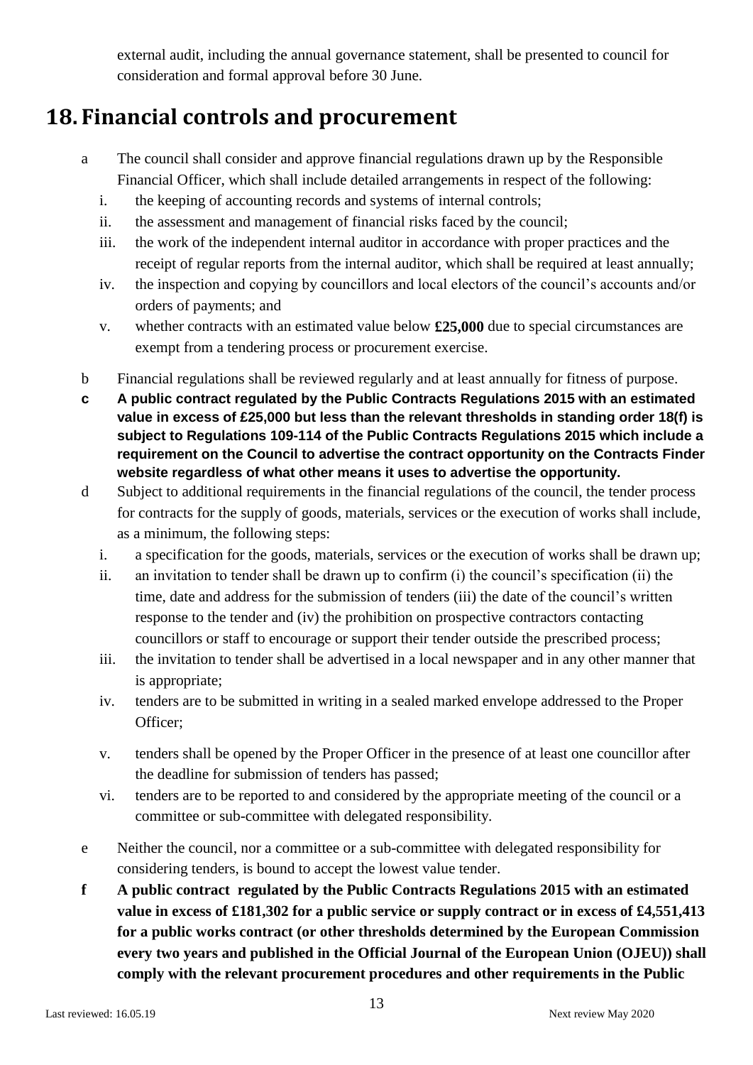external audit, including the annual governance statement, shall be presented to council for consideration and formal approval before 30 June.

# 18. Financial controls and procurement

a The council shall consider and approve financial regulations drawn up by the Responsible Financial Officer, which shall include detailed arrangements in respect of the following:

  i. the keeping of accounting records and systems of internal controls;
  ii. the assessment and management of financial risks faced by the council;
  iii. the work of the independent internal auditor in accordance with proper practices and the receipt of regular reports from the internal auditor, which shall be required at least annually;
  iv. the inspection and copying by councillors and local electors of the council's accounts and/or orders of payments; and
  v. whether contracts with an estimated value below **£25,000** due to special circumstances are exempt from a tendering process or procurement exercise.

b Financial regulations shall be reviewed regularly and at least annually for fitness of purpose.

**c A public contract regulated by the Public Contracts Regulations 2015 with an estimated value in excess of £25,000 but less than the relevant thresholds in standing order 18(f) is subject to Regulations 109-114 of the Public Contracts Regulations 2015 which include a requirement on the Council to advertise the contract opportunity on the Contracts Finder website regardless of what other means it uses to advertise the opportunity.**

d Subject to additional requirements in the financial regulations of the council, the tender process for contracts for the supply of goods, materials, services or the execution of works shall include, as a minimum, the following steps:

  i. a specification for the goods, materials, services or the execution of works shall be drawn up;
  ii. an invitation to tender shall be drawn up to confirm (i) the council's specification (ii) the time, date and address for the submission of tenders (iii) the date of the council's written response to the tender and (iv) the prohibition on prospective contractors contacting councillors or staff to encourage or support their tender outside the prescribed process;
  iii. the invitation to tender shall be advertised in a local newspaper and in any other manner that is appropriate;
  iv. tenders are to be submitted in writing in a sealed marked envelope addressed to the Proper Officer;
  v. tenders shall be opened by the Proper Officer in the presence of at least one councillor after the deadline for submission of tenders has passed;
  vi. tenders are to be reported to and considered by the appropriate meeting of the council or a committee or sub-committee with delegated responsibility.

e Neither the council, nor a committee or a sub-committee with delegated responsibility for considering tenders, is bound to accept the lowest value tender.

**f A public contract regulated by the Public Contracts Regulations 2015 with an estimated value in excess of £181,302 for a public service or supply contract or in excess of £4,551,413 for a public works contract (or other thresholds determined by the European Commission every two years and published in the Official Journal of the European Union (OJEU)) shall comply with the relevant procurement procedures and other requirements in the Public**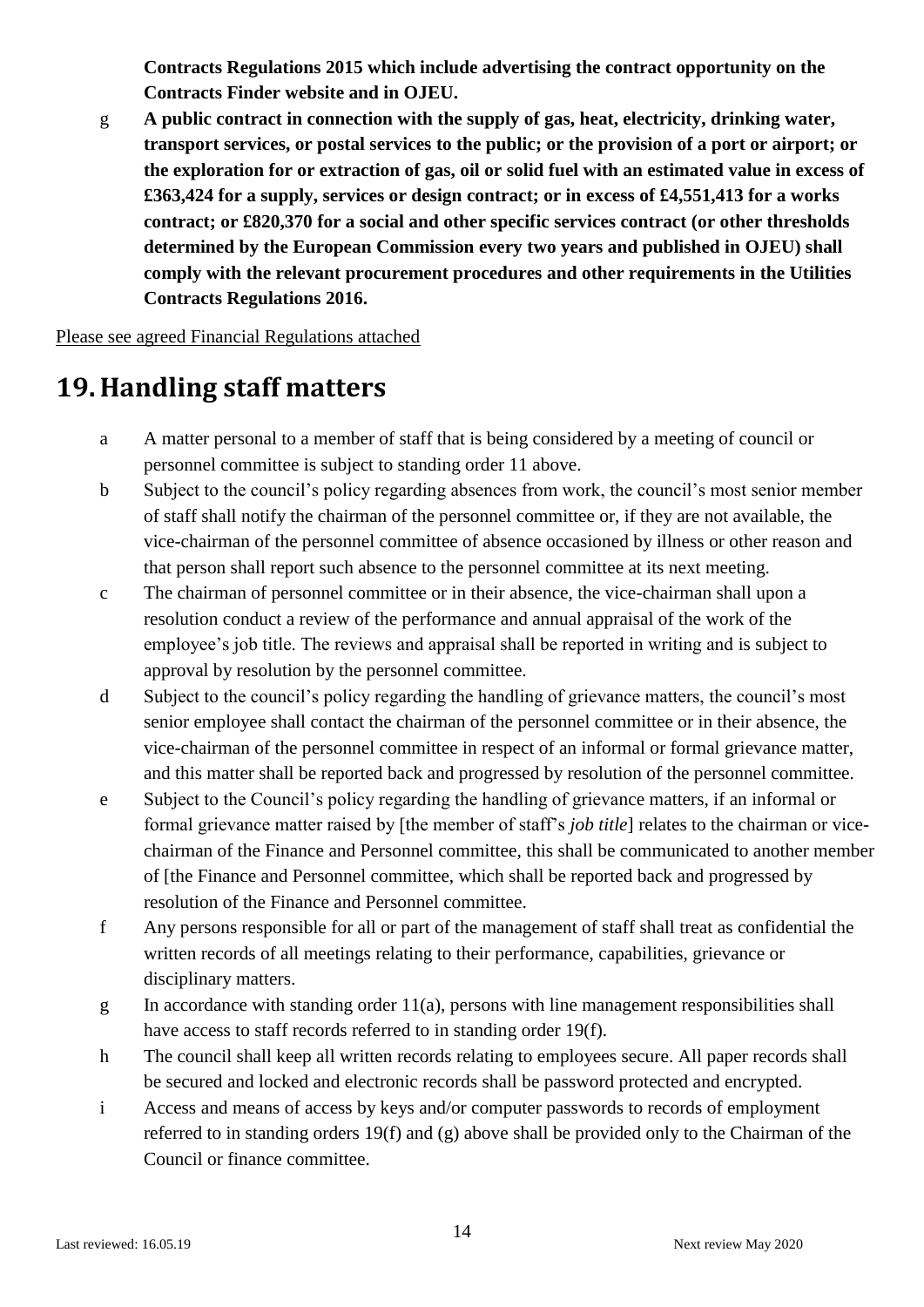**Contracts Regulations 2015 which include advertising the contract opportunity on the Contracts Finder website and in OJEU.**

g **A public contract in connection with the supply of gas, heat, electricity, drinking water, transport services, or postal services to the public; or the provision of a port or airport; or the exploration for or extraction of gas, oil or solid fuel with an estimated value in excess of £363,424 for a supply, services or design contract; or in excess of £4,551,413 for a works contract; or £820,370 for a social and other specific services contract (or other thresholds determined by the European Commission every two years and published in OJEU) shall comply with the relevant procurement procedures and other requirements in the Utilities Contracts Regulations 2016.**

Please see agreed Financial Regulations attached

# 19. Handling staff matters

a A matter personal to a member of staff that is being considered by a meeting of council or personnel committee is subject to standing order 11 above.

b Subject to the council's policy regarding absences from work, the council's most senior member of staff shall notify the chairman of the personnel committee or, if they are not available, the vice-chairman of the personnel committee of absence occasioned by illness or other reason and that person shall report such absence to the personnel committee at its next meeting.

c The chairman of personnel committee or in their absence, the vice-chairman shall upon a resolution conduct a review of the performance and annual appraisal of the work of the employee's job title. The reviews and appraisal shall be reported in writing and is subject to approval by resolution by the personnel committee.

d Subject to the council's policy regarding the handling of grievance matters, the council's most senior employee shall contact the chairman of the personnel committee or in their absence, the vice-chairman of the personnel committee in respect of an informal or formal grievance matter, and this matter shall be reported back and progressed by resolution of the personnel committee.

e Subject to the Council's policy regarding the handling of grievance matters, if an informal or formal grievance matter raised by [the member of staff's *job title*] relates to the chairman or vice-chairman of the Finance and Personnel committee, this shall be communicated to another member of [the Finance and Personnel committee, which shall be reported back and progressed by resolution of the Finance and Personnel committee.

f Any persons responsible for all or part of the management of staff shall treat as confidential the written records of all meetings relating to their performance, capabilities, grievance or disciplinary matters.

g In accordance with standing order 11(a), persons with line management responsibilities shall have access to staff records referred to in standing order 19(f).

h The council shall keep all written records relating to employees secure. All paper records shall be secured and locked and electronic records shall be password protected and encrypted.

i Access and means of access by keys and/or computer passwords to records of employment referred to in standing orders 19(f) and (g) above shall be provided only to the Chairman of the Council or finance committee.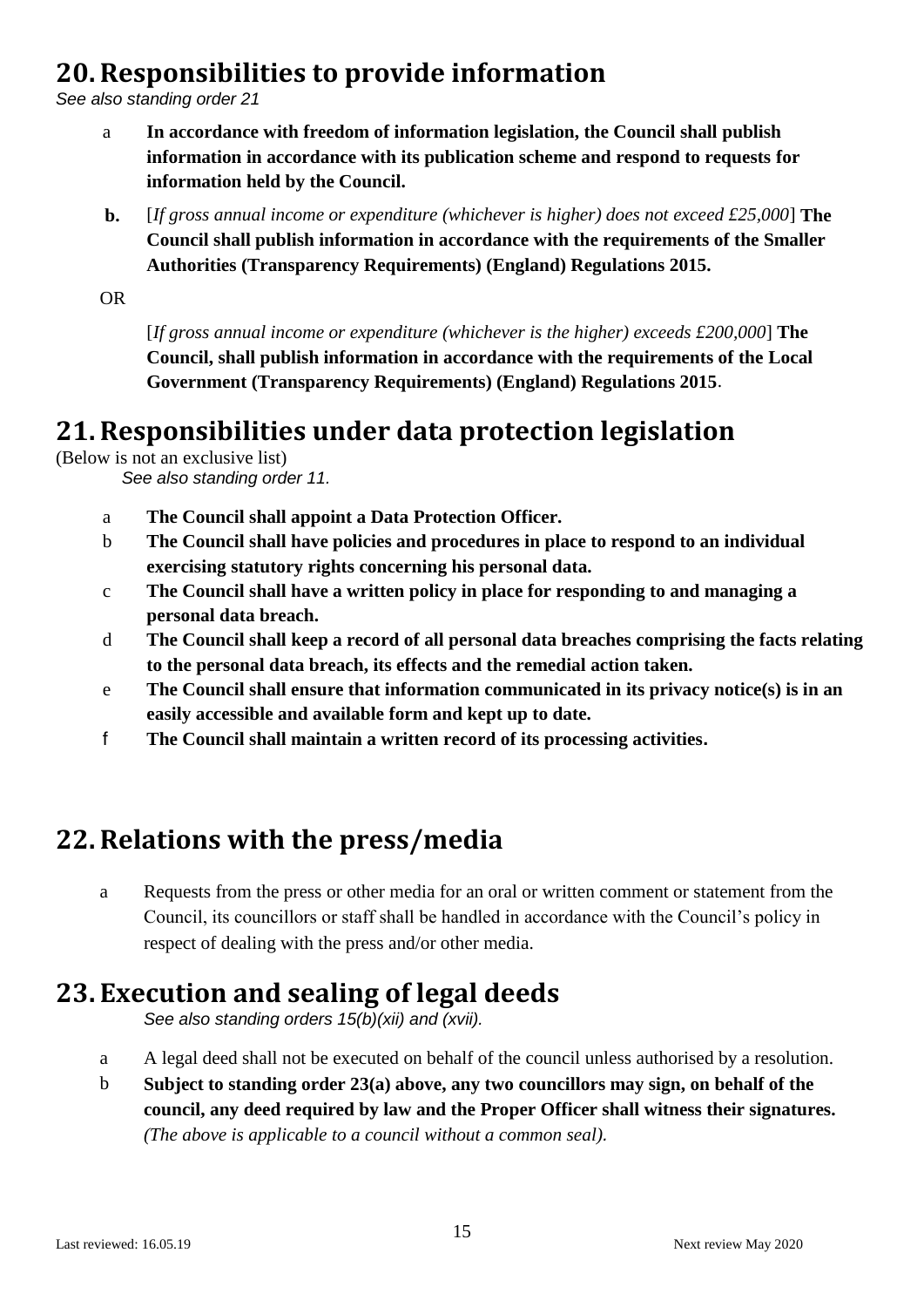## 20. Responsibilities to provide information

*See also standing order 21*

a **In accordance with freedom of information legislation, the Council shall publish information in accordance with its publication scheme and respond to requests for information held by the Council.**

**b.** [*If gross annual income or expenditure (whichever is higher) does not exceed £25,000*] **The Council shall publish information in accordance with the requirements of the Smaller Authorities (Transparency Requirements) (England) Regulations 2015.**

OR

[*If gross annual income or expenditure (whichever is the higher) exceeds £200,000*] **The Council, shall publish information in accordance with the requirements of the Local Government (Transparency Requirements) (England) Regulations 2015**.

## 21. Responsibilities under data protection legislation

(Below is not an exclusive list)

*See also standing order 11.*

a **The Council shall appoint a Data Protection Officer.**

b **The Council shall have policies and procedures in place to respond to an individual exercising statutory rights concerning his personal data.**

c **The Council shall have a written policy in place for responding to and managing a personal data breach.**

d **The Council shall keep a record of all personal data breaches comprising the facts relating to the personal data breach, its effects and the remedial action taken.**

e **The Council shall ensure that information communicated in its privacy notice(s) is in an easily accessible and available form and kept up to date.**

f **The Council shall maintain a written record of its processing activities.**

## 22. Relations with the press/media

a Requests from the press or other media for an oral or written comment or statement from the Council, its councillors or staff shall be handled in accordance with the Council's policy in respect of dealing with the press and/or other media.

## 23. Execution and sealing of legal deeds

*See also standing orders 15(b)(xii) and (xvii).*

a A legal deed shall not be executed on behalf of the council unless authorised by a resolution.

b **Subject to standing order 23(a) above, any two councillors may sign, on behalf of the council, any deed required by law and the Proper Officer shall witness their signatures.** *(The above is applicable to a council without a common seal).*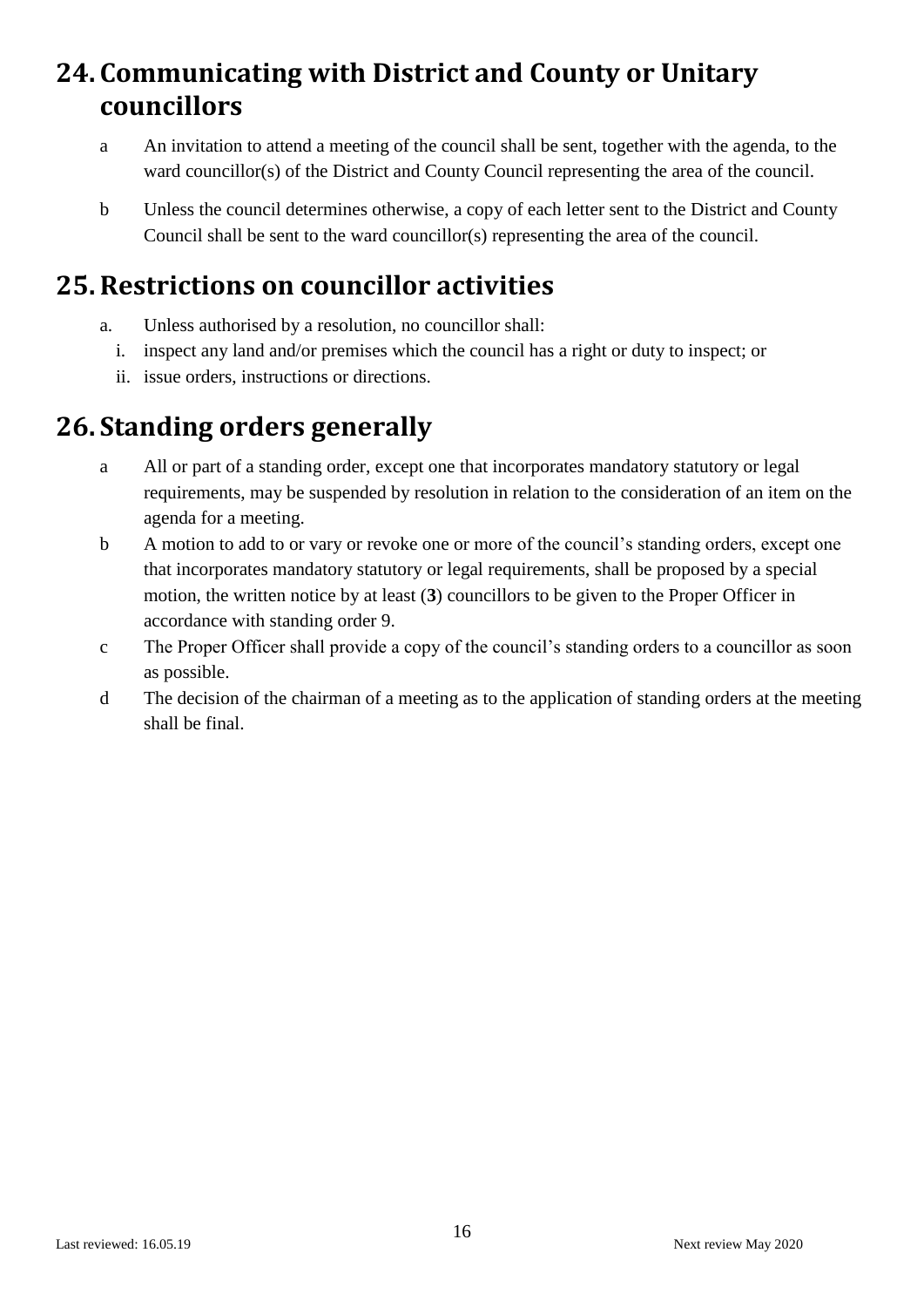## 24. Communicating with District and County or Unitary councillors

a An invitation to attend a meeting of the council shall be sent, together with the agenda, to the ward councillor(s) of the District and County Council representing the area of the council.

b Unless the council determines otherwise, a copy of each letter sent to the District and County Council shall be sent to the ward councillor(s) representing the area of the council.

## 25. Restrictions on councillor activities

a. Unless authorised by a resolution, no councillor shall:
   i. inspect any land and/or premises which the council has a right or duty to inspect; or
   ii. issue orders, instructions or directions.

## 26. Standing orders generally

a All or part of a standing order, except one that incorporates mandatory statutory or legal requirements, may be suspended by resolution in relation to the consideration of an item on the agenda for a meeting.

b A motion to add to or vary or revoke one or more of the council's standing orders, except one that incorporates mandatory statutory or legal requirements, shall be proposed by a special motion, the written notice by at least (**3**) councillors to be given to the Proper Officer in accordance with standing order 9.

c The Proper Officer shall provide a copy of the council's standing orders to a councillor as soon as possible.

d The decision of the chairman of a meeting as to the application of standing orders at the meeting shall be final.